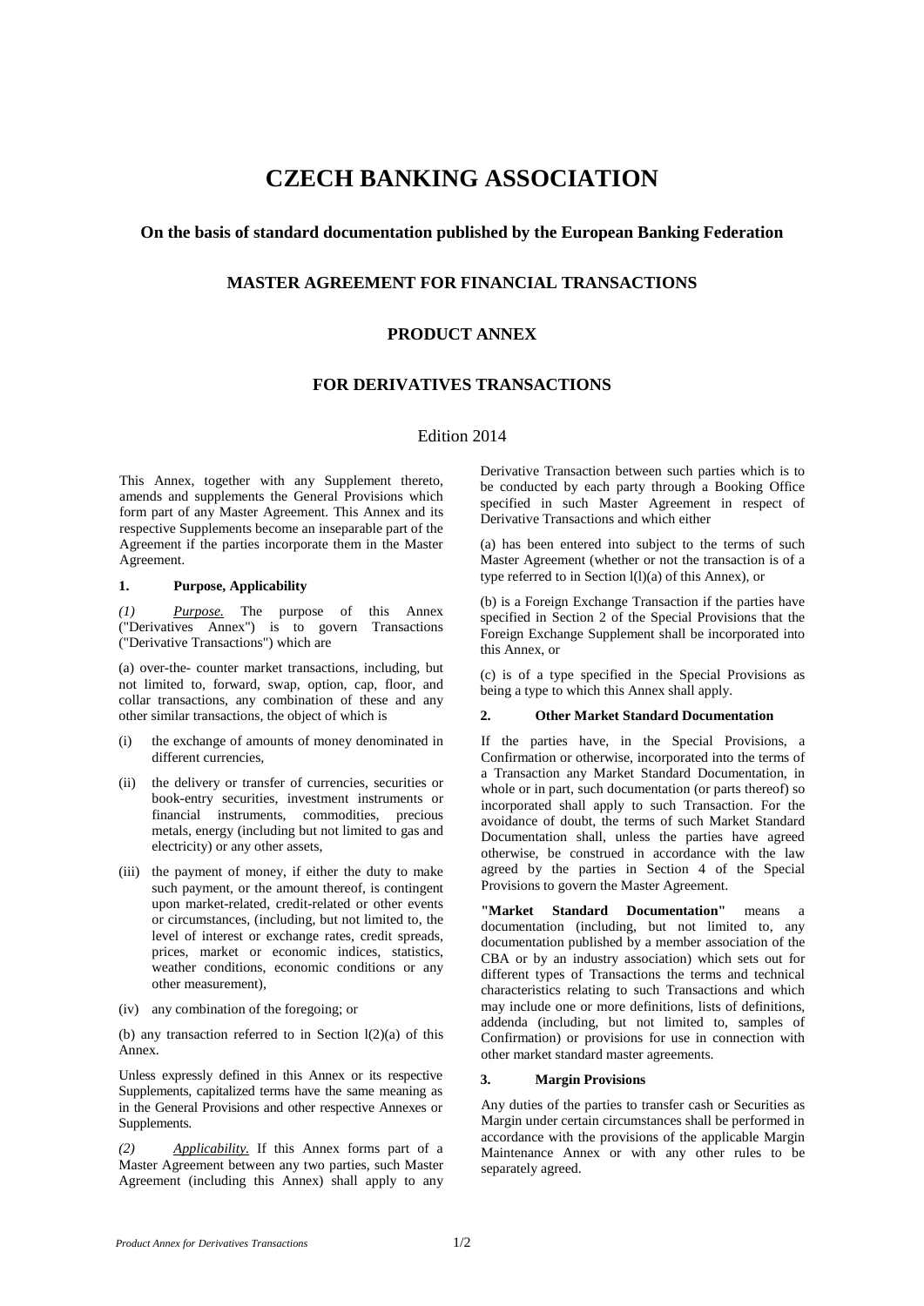# CZECH BANKING ASSOCIATION

**On the basis of standard documentation published by the European Banking Federation**

## MASTER AGREEMENT FOR FINANCIAL TRANSACTIONS

## PRODUCT ANNEX

## FOR DERIVATIVES TRANSACTIONS

Edition 2014

This Annex, together with any Supplement thereto, amends and supplements the General Provisions which form part of any Master Agreement. This Annex and its respective Supplements become an inseparable part of the Agreement if the parties incorporate them in the Master Agreement.

### 1. Purpose, Applicability

*(1) Purpose.* The purpose of this Annex ("Derivatives Annex") is to govern Transactions ("Derivative Transactions") which are

(a) over-the- counter market transactions, including, but not limited to, forward, swap, option, cap, floor, and collar transactions, any combination of these and any other similar transactions, the object of which is

(i) the exchange of amounts of money denominated in different currencies,

(ii) the delivery or transfer of currencies, securities or book-entry securities, investment instruments or financial instruments, commodities, precious metals, energy (including but not limited to gas and electricity) or any other assets,

(iii) the payment of money, if either the duty to make such payment, or the amount thereof, is contingent upon market-related, credit-related or other events or circumstances, (including, but not limited to, the level of interest or exchange rates, credit spreads, prices, market or economic indices, statistics, weather conditions, economic conditions or any other measurement),

(iv) any combination of the foregoing; or

(b) any transaction referred to in Section l(2)(a) of this Annex.

Unless expressly defined in this Annex or its respective Supplements, capitalized terms have the same meaning as in the General Provisions and other respective Annexes or Supplements.

*(2) Applicability.* If this Annex forms part of a Master Agreement between any two parties, such Master Agreement (including this Annex) shall apply to any Derivative Transaction between such parties which is to be conducted by each party through a Booking Office specified in such Master Agreement in respect of Derivative Transactions and which either

(a) has been entered into subject to the terms of such Master Agreement (whether or not the transaction is of a type referred to in Section l(l)(a) of this Annex), or

(b) is a Foreign Exchange Transaction if the parties have specified in Section 2 of the Special Provisions that the Foreign Exchange Supplement shall be incorporated into this Annex, or

(c) is of a type specified in the Special Provisions as being a type to which this Annex shall apply.

### 2. Other Market Standard Documentation

If the parties have, in the Special Provisions, a Confirmation or otherwise, incorporated into the terms of a Transaction any Market Standard Documentation, in whole or in part, such documentation (or parts thereof) so incorporated shall apply to such Transaction. For the avoidance of doubt, the terms of such Market Standard Documentation shall, unless the parties have agreed otherwise, be construed in accordance with the law agreed by the parties in Section 4 of the Special Provisions to govern the Master Agreement.

**"Market Standard Documentation"** means a documentation (including, but not limited to, any documentation published by a member association of the CBA or by an industry association) which sets out for different types of Transactions the terms and technical characteristics relating to such Transactions and which may include one or more definitions, lists of definitions, addenda (including, but not limited to, samples of Confirmation) or provisions for use in connection with other market standard master agreements.

### 3. Margin Provisions

Any duties of the parties to transfer cash or Securities as Margin under certain circumstances shall be performed in accordance with the provisions of the applicable Margin Maintenance Annex or with any other rules to be separately agreed.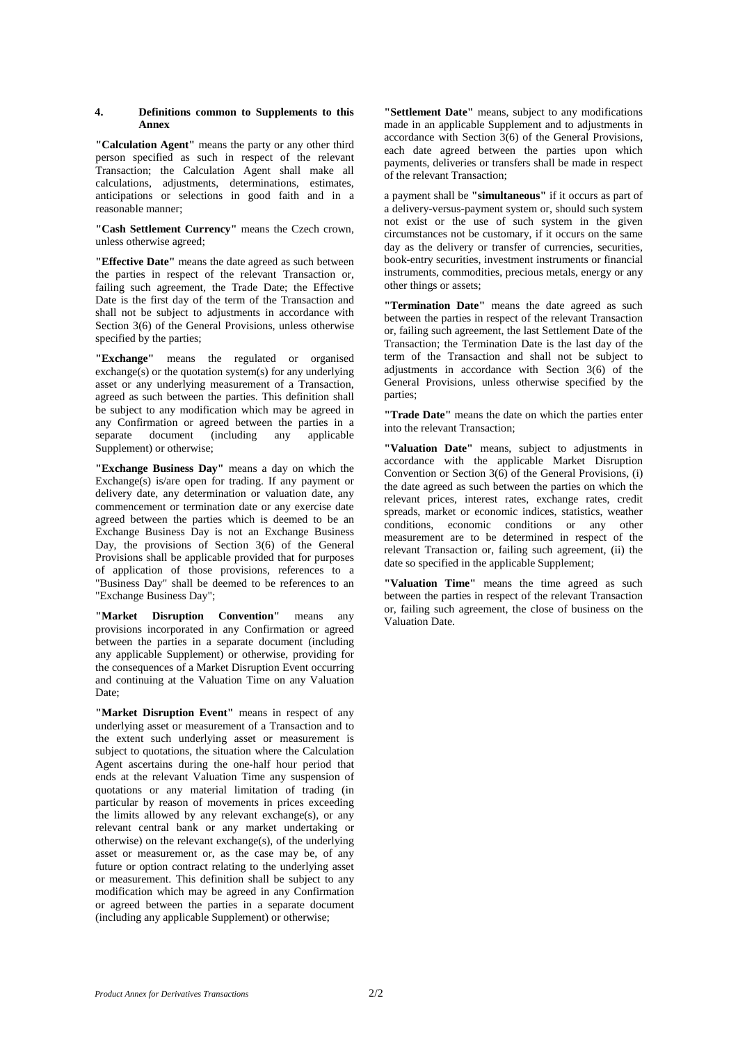## 4. Definitions common to Supplements to this Annex

**"Calculation Agent"** means the party or any other third person specified as such in respect of the relevant Transaction; the Calculation Agent shall make all calculations, adjustments, determinations, estimates, anticipations or selections in good faith and in a reasonable manner;

**"Cash Settlement Currency"** means the Czech crown, unless otherwise agreed;

**"Effective Date"** means the date agreed as such between the parties in respect of the relevant Transaction or, failing such agreement, the Trade Date; the Effective Date is the first day of the term of the Transaction and shall not be subject to adjustments in accordance with Section 3(6) of the General Provisions, unless otherwise specified by the parties;

**"Exchange"** means the regulated or organised exchange(s) or the quotation system(s) for any underlying asset or any underlying measurement of a Transaction, agreed as such between the parties. This definition shall be subject to any modification which may be agreed in any Confirmation or agreed between the parties in a separate document (including any applicable Supplement) or otherwise;

**"Exchange Business Day"** means a day on which the Exchange(s) is/are open for trading. If any payment or delivery date, any determination or valuation date, any commencement or termination date or any exercise date agreed between the parties which is deemed to be an Exchange Business Day is not an Exchange Business Day, the provisions of Section 3(6) of the General Provisions shall be applicable provided that for purposes of application of those provisions, references to a "Business Day" shall be deemed to be references to an "Exchange Business Day";

**"Market Disruption Convention"** means any provisions incorporated in any Confirmation or agreed between the parties in a separate document (including any applicable Supplement) or otherwise, providing for the consequences of a Market Disruption Event occurring and continuing at the Valuation Time on any Valuation Date;

**"Market Disruption Event"** means in respect of any underlying asset or measurement of a Transaction and to the extent such underlying asset or measurement is subject to quotations, the situation where the Calculation Agent ascertains during the one-half hour period that ends at the relevant Valuation Time any suspension of quotations or any material limitation of trading (in particular by reason of movements in prices exceeding the limits allowed by any relevant exchange(s), or any relevant central bank or any market undertaking or otherwise) on the relevant exchange(s), of the underlying asset or measurement or, as the case may be, of any future or option contract relating to the underlying asset or measurement. This definition shall be subject to any modification which may be agreed in any Confirmation or agreed between the parties in a separate document (including any applicable Supplement) or otherwise;

**"Settlement Date"** means, subject to any modifications made in an applicable Supplement and to adjustments in accordance with Section 3(6) of the General Provisions, each date agreed between the parties upon which payments, deliveries or transfers shall be made in respect of the relevant Transaction;

a payment shall be **"simultaneous"** if it occurs as part of a delivery-versus-payment system or, should such system not exist or the use of such system in the given circumstances not be customary, if it occurs on the same day as the delivery or transfer of currencies, securities, book-entry securities, investment instruments or financial instruments, commodities, precious metals, energy or any other things or assets;

**"Termination Date"** means the date agreed as such between the parties in respect of the relevant Transaction or, failing such agreement, the last Settlement Date of the Transaction; the Termination Date is the last day of the term of the Transaction and shall not be subject to adjustments in accordance with Section 3(6) of the General Provisions, unless otherwise specified by the parties;

**"Trade Date"** means the date on which the parties enter into the relevant Transaction;

**"Valuation Date"** means, subject to adjustments in accordance with the applicable Market Disruption Convention or Section 3(6) of the General Provisions, (i) the date agreed as such between the parties on which the relevant prices, interest rates, exchange rates, credit spreads, market or economic indices, statistics, weather conditions, economic conditions or any other measurement are to be determined in respect of the relevant Transaction or, failing such agreement, (ii) the date so specified in the applicable Supplement;

**"Valuation Time"** means the time agreed as such between the parties in respect of the relevant Transaction or, failing such agreement, the close of business on the Valuation Date.